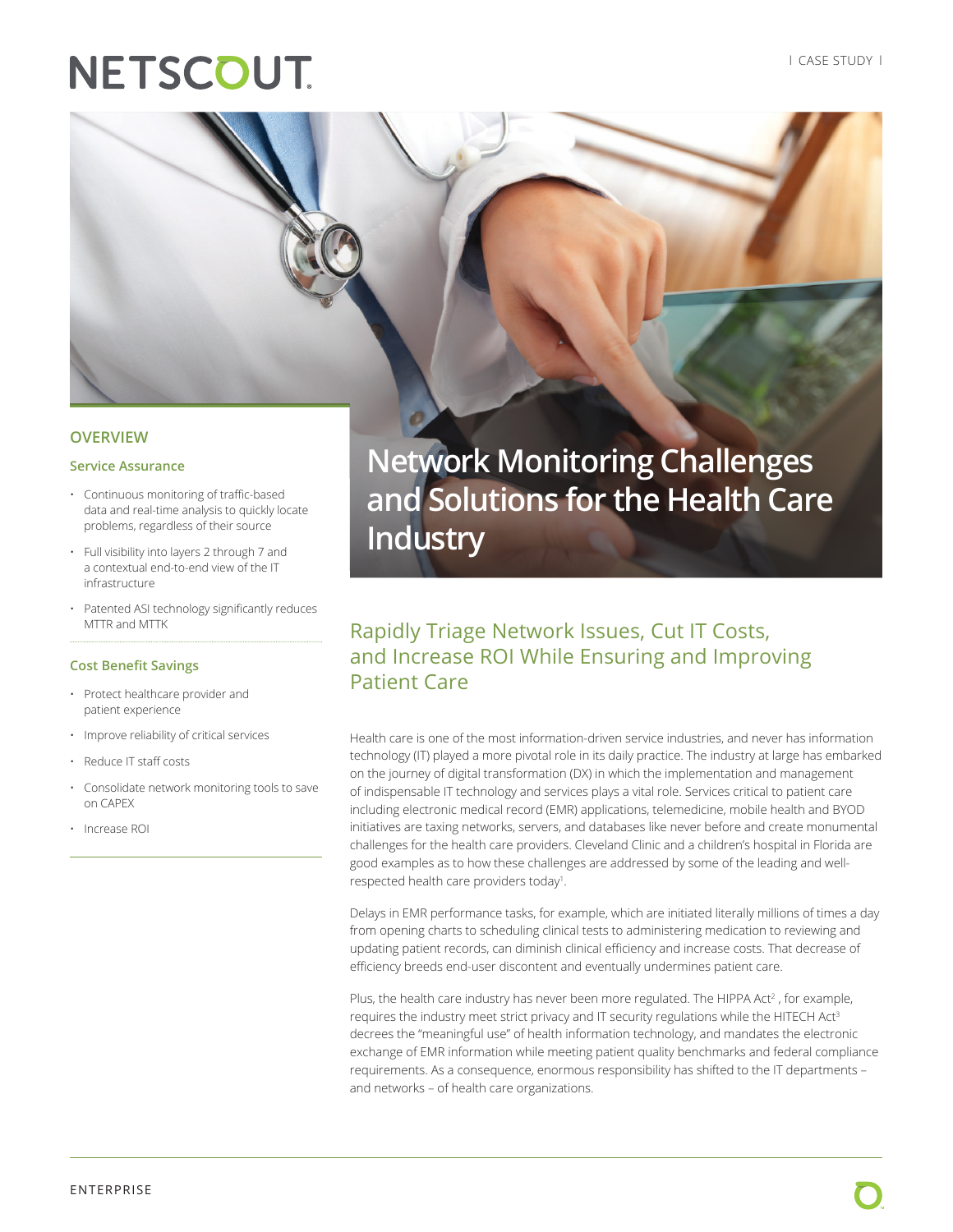# Network Monitoring Challenges and Solutions for the Health Care Industry

## OVERVIEW

### Service Assurance

- Continuous monitoring of traffic-based data and real-time analysis to quickly locate problems, regardless of their source
- Full visibility into layers 2 through 7 and a contextual end-to-end view of the IT infrastructure
- Patented ASI technology significantly reduces MTTR and MTTK

### Cost Benefit Savings

- Protect healthcare provider and patient experience
- Improve reliability of critical services
- Reduce IT staff costs
- Consolidate network monitoring tools to save on CAPEX
- Increase ROI

## Rapidly Triage Network Issues, Cut IT Costs, and Increase ROI While Ensuring and Improving Patient Care

Health care is one of the most information-driven service industries, and never has information technology (IT) played a more pivotal role in its daily practice. The industry at large has embarked on the journey of digital transformation (DX) in which the implementation and management of indispensable IT technology and services plays a vital role. Services critical to patient care including electronic medical record (EMR) applications, telemedicine, mobile health and BYOD initiatives are taxing networks, servers, and databases like never before and create monumental challenges for the health care providers. Cleveland Clinic and a children's hospital in Florida are good examples as to how these challenges are addressed by some of the leading and well-respected health care providers today[1].

Delays in EMR performance tasks, for example, which are initiated literally millions of times a day from opening charts to scheduling clinical tests to administering medication to reviewing and updating patient records, can diminish clinical efficiency and increase costs. That decrease of efficiency breeds end-user discontent and eventually undermines patient care.

Plus, the health care industry has never been more regulated. The HIPPA Act[2] , for example, requires the industry meet strict privacy and IT security regulations while the HITECH Act[3] decrees the "meaningful use" of health information technology, and mandates the electronic exchange of EMR information while meeting patient quality benchmarks and federal compliance requirements. As a consequence, enormous responsibility has shifted to the IT departments – and networks – of health care organizations.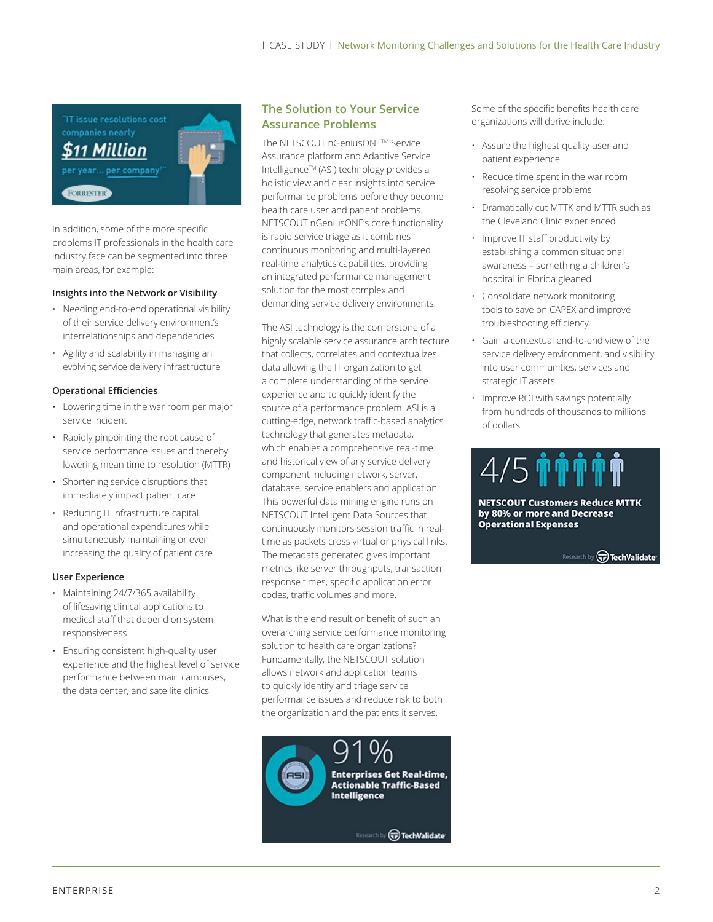"IT issue resolutions cost companies nearly **$11 Million** per year... per company" — FORRESTER

In addition, some of the more specific problems IT professionals in the health care industry face can be segmented into three main areas, for example:

#### Insights into the Network or Visibility

- Needing end-to-end operational visibility of their service delivery environment's interrelationships and dependencies
- Agility and scalability in managing an evolving service delivery infrastructure

#### Operational Efficiencies

- Lowering time in the war room per major service incident
- Rapidly pinpointing the root cause of service performance issues and thereby lowering mean time to resolution (MTTR)
- Shortening service disruptions that immediately impact patient care
- Reducing IT infrastructure capital and operational expenditures while simultaneously maintaining or even increasing the quality of patient care

#### User Experience

- Maintaining 24/7/365 availability of lifesaving clinical applications to medical staff that depend on system responsiveness
- Ensuring consistent high-quality user experience and the highest level of service performance between main campuses, the data center, and satellite clinics

## The Solution to Your Service Assurance Problems

The NETSCOUT nGeniusONE™ Service Assurance platform and Adaptive Service Intelligence™ (ASI) technology provides a holistic view and clear insights into service performance problems before they become health care user and patient problems. NETSCOUT nGeniusONE's core functionality is rapid service triage as it combines continuous monitoring and multi-layered real-time analytics capabilities, providing an integrated performance management solution for the most complex and demanding service delivery environments.

The ASI technology is the cornerstone of a highly scalable service assurance architecture that collects, correlates and contextualizes data allowing the IT organization to get a complete understanding of the service experience and to quickly identify the source of a performance problem. ASI is a cutting-edge, network traffic-based analytics technology that generates metadata, which enables a comprehensive real-time and historical view of any service delivery component including network, server, database, service enablers and application. This powerful data mining engine runs on NETSCOUT Intelligent Data Sources that continuously monitors session traffic in real-time as packets cross virtual or physical links. The metadata generated gives important metrics like server throughputs, transaction response times, specific application error codes, traffic volumes and more.

What is the end result or benefit of such an overarching service performance monitoring solution to health care organizations? Fundamentally, the NETSCOUT solution allows network and application teams to quickly identify and triage service performance issues and reduce risk to both the organization and the patients it serves.

**91%** Enterprises Get Real-time, Actionable Traffic-Based Intelligence — Research by TechValidate

Some of the specific benefits health care organizations will derive include:

- Assure the highest quality user and patient experience
- Reduce time spent in the war room resolving service problems
- Dramatically cut MTTK and MTTR such as the Cleveland Clinic experienced
- Improve IT staff productivity by establishing a common situational awareness – something a children's hospital in Florida gleaned
- Consolidate network monitoring tools to save on CAPEX and improve troubleshooting efficiency
- Gain a contextual end-to-end view of the service delivery environment, and visibility into user communities, services and strategic IT assets
- Improve ROI with savings potentially from hundreds of thousands to millions of dollars

**4/5** NETSCOUT Customers Reduce MTTK by 80% or more and Decrease Operational Expenses — Research by TechValidate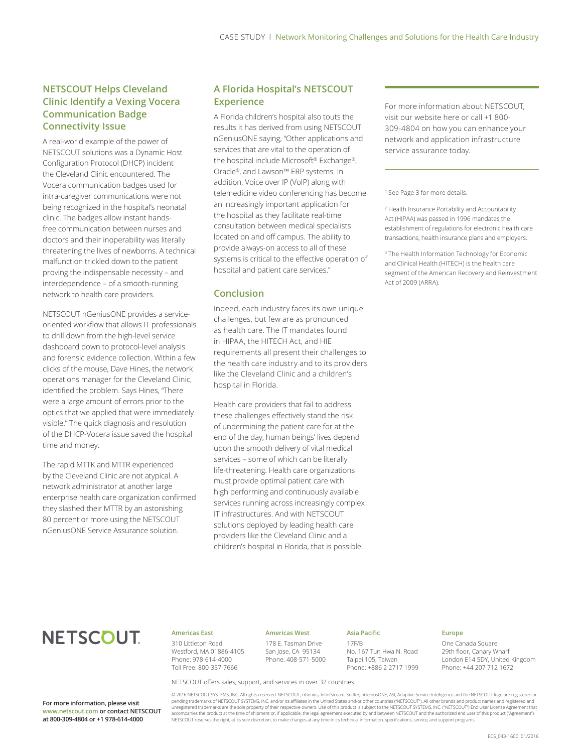## NETSCOUT Helps Cleveland Clinic Identify a Vexing Vocera Communication Badge Connectivity Issue

A real-world example of the power of NETSCOUT solutions was a Dynamic Host Configuration Protocol (DHCP) incident the Cleveland Clinic encountered. The Vocera communication badges used for intra-caregiver communications were not being recognized in the hospital's neonatal clinic. The badges allow instant hands-free communication between nurses and doctors and their inoperability was literally threatening the lives of newborns. A technical malfunction trickled down to the patient proving the indispensable necessity – and interdependence – of a smooth-running network to health care providers.

NETSCOUT nGeniusONE provides a service-oriented workflow that allows IT professionals to drill down from the high-level service dashboard down to protocol-level analysis and forensic evidence collection. Within a few clicks of the mouse, Dave Hines, the network operations manager for the Cleveland Clinic, identified the problem. Says Hines, "There were a large amount of errors prior to the optics that we applied that were immediately visible." The quick diagnosis and resolution of the DHCP-Vocera issue saved the hospital time and money.

The rapid MTTK and MTTR experienced by the Cleveland Clinic are not atypical. A network administrator at another large enterprise health care organization confirmed they slashed their MTTR by an astonishing 80 percent or more using the NETSCOUT nGeniusONE Service Assurance solution.

## A Florida Hospital's NETSCOUT Experience

A Florida children's hospital also touts the results it has derived from using NETSCOUT nGeniusONE saying, "Other applications and services that are vital to the operation of the hospital include Microsoft® Exchange®, Oracle®, and Lawson™ ERP systems. In addition, Voice over IP (VoIP) along with telemedicine video conferencing has become an increasingly important application for the hospital as they facilitate real-time consultation between medical specialists located on and off campus. The ability to provide always-on access to all of these systems is critical to the effective operation of hospital and patient care services."

## Conclusion

Indeed, each industry faces its own unique challenges, but few are as pronounced as health care. The IT mandates found in HIPAA, the HITECH Act, and HIE requirements all present their challenges to the health care industry and to its providers like the Cleveland Clinic and a children's hospital in Florida.

Health care providers that fail to address these challenges effectively stand the risk of undermining the patient care for at the end of the day, human beings' lives depend upon the smooth delivery of vital medical services – some of which can be literally life-threatening. Health care organizations must provide optimal patient care with high performing and continuously available services running across increasingly complex IT infrastructures. And with NETSCOUT solutions deployed by leading health care providers like the Cleveland Clinic and a children's hospital in Florida, that is possible.

For more information about NETSCOUT, visit our website here or call +1 800-309-4804 on how you can enhance your network and application infrastructure service assurance today.

[1] See Page 3 for more details.

[2] Health Insurance Portability and Accountability Act (HIPAA) was passed in 1996 mandates the establishment of regulations for electronic health care transactions, health insurance plans and employers.

[3] The Health Information Technology for Economic and Clinical Health (HITECH) is the health care segment of the American Recovery and Reinvestment Act of 2009 (ARRA).

NETSCOUT

**Americas East**
310 Littleton Road
Westford, MA 01886-4105
Phone: 978-614-4000
Toll Free: 800-357-7666

**Americas West**
178 E. Tasman Drive
San Jose, CA 95134
Phone: 408-571-5000

**Asia Pacific**
17F/B
No. 167 Tun Hwa N. Road
Taipei 105, Taiwan
Phone: +886 2 2717 1999

**Europe**
One Canada Square
29th floor, Canary Wharf
London E14 5DY, United Kingdom
Phone: +44 207 712 1672

NETSCOUT offers sales, support, and services in over 32 countries.

**For more information, please visit www.netscout.com or contact NETSCOUT at 800-309-4804 or +1 978-614-4000**

© 2016 NETSCOUT SYSTEMS, INC. All rights reserved. NETSCOUT, nGenius, InfiniStream, Sniffer, nGeniusONE, ASI, Adaptive Service Intelligence and the NETSCOUT logo are registered or pending trademarks of NETSCOUT SYSTEMS, INC. and/or its affiliates in the United States and/or other countries ("NETSCOUT"). All other brands and product names and registered and unregistered trademarks are the sole property of their respective owners. Use of this product is subject to the NETSCOUT SYSTEMS, INC. ("NETSCOUT") End User License Agreement that accompanies the product at the time of shipment or, if applicable, the legal agreement executed by and between NETSCOUT and the authorized end user of this product ("Agreement"). NETSCOUT reserves the right, at its sole discretion, to make changes at any time in its technical information, specifications, service, and support programs.

ECS_043-1600 01/2016